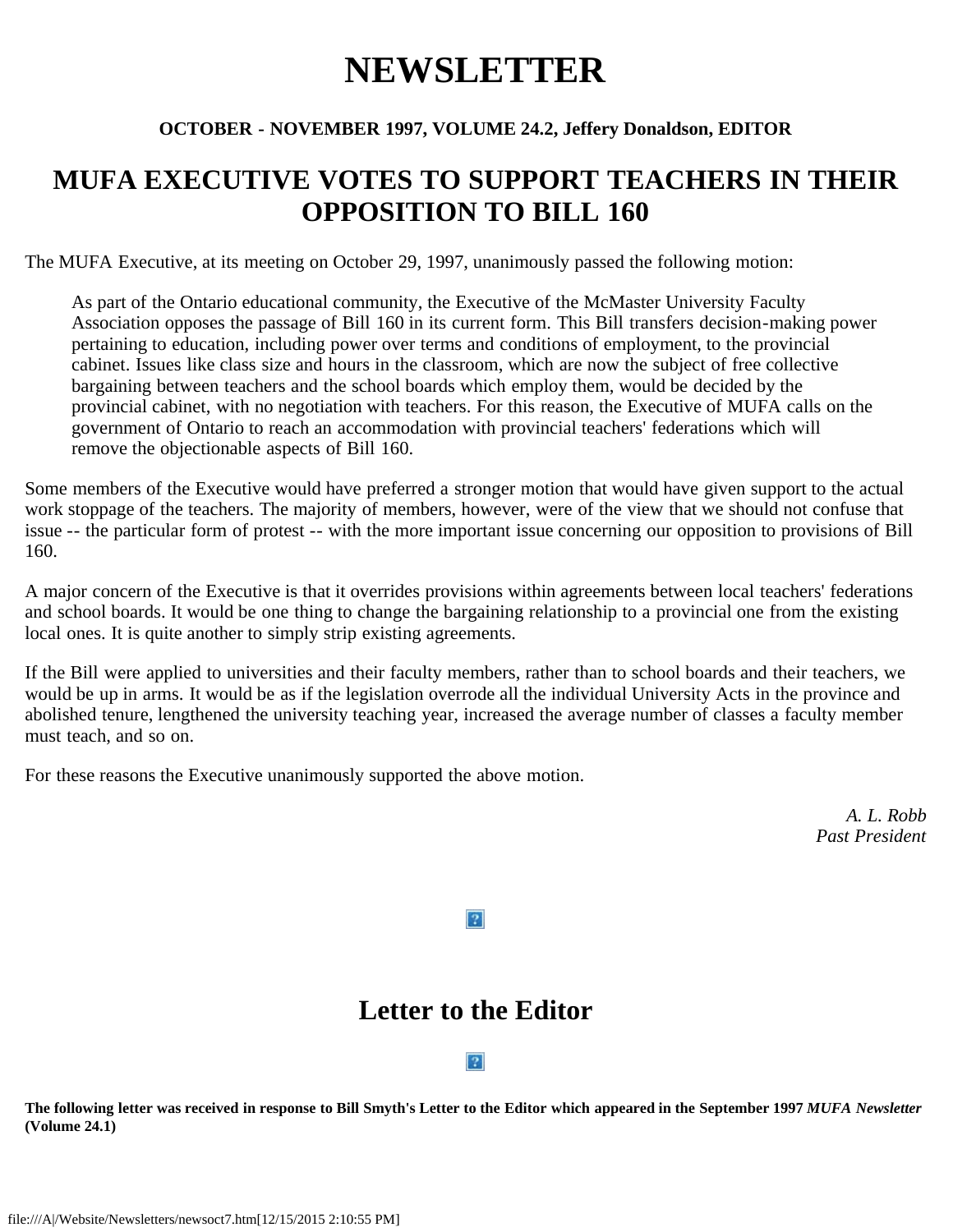# NEWSLETTER

**OCTOBER - NOVEMBER 1997, VOLUME 24.2, Jeffery Donaldson, EDITOR**

## MUFA EXECUTIVE VOTES TO SUPPORT TEACHERS IN THEIR OPPOSITION TO BILL 160

The MUFA Executive, at its meeting on October 29, 1997, unanimously passed the following motion:

> As part of the Ontario educational community, the Executive of the McMaster University Faculty Association opposes the passage of Bill 160 in its current form. This Bill transfers decision-making power pertaining to education, including power over terms and conditions of employment, to the provincial cabinet. Issues like class size and hours in the classroom, which are now the subject of free collective bargaining between teachers and the school boards which employ them, would be decided by the provincial cabinet, with no negotiation with teachers. For this reason, the Executive of MUFA calls on the government of Ontario to reach an accommodation with provincial teachers' federations which will remove the objectionable aspects of Bill 160.

Some members of the Executive would have preferred a stronger motion that would have given support to the actual work stoppage of the teachers. The majority of members, however, were of the view that we should not confuse that issue -- the particular form of protest -- with the more important issue concerning our opposition to provisions of Bill 160.

A major concern of the Executive is that it overrides provisions within agreements between local teachers' federations and school boards. It would be one thing to change the bargaining relationship to a provincial one from the existing local ones. It is quite another to simply strip existing agreements.

If the Bill were applied to universities and their faculty members, rather than to school boards and their teachers, we would be up in arms. It would be as if the legislation overrode all the individual University Acts in the province and abolished tenure, lengthened the university teaching year, increased the average number of classes a faculty member must teach, and so on.

For these reasons the Executive unanimously supported the above motion.

*A. L. Robb*
*Past President*

## Letter to the Editor

**The following letter was received in response to Bill Smyth's Letter to the Editor which appeared in the September 1997 *MUFA Newsletter* (Volume 24.1)**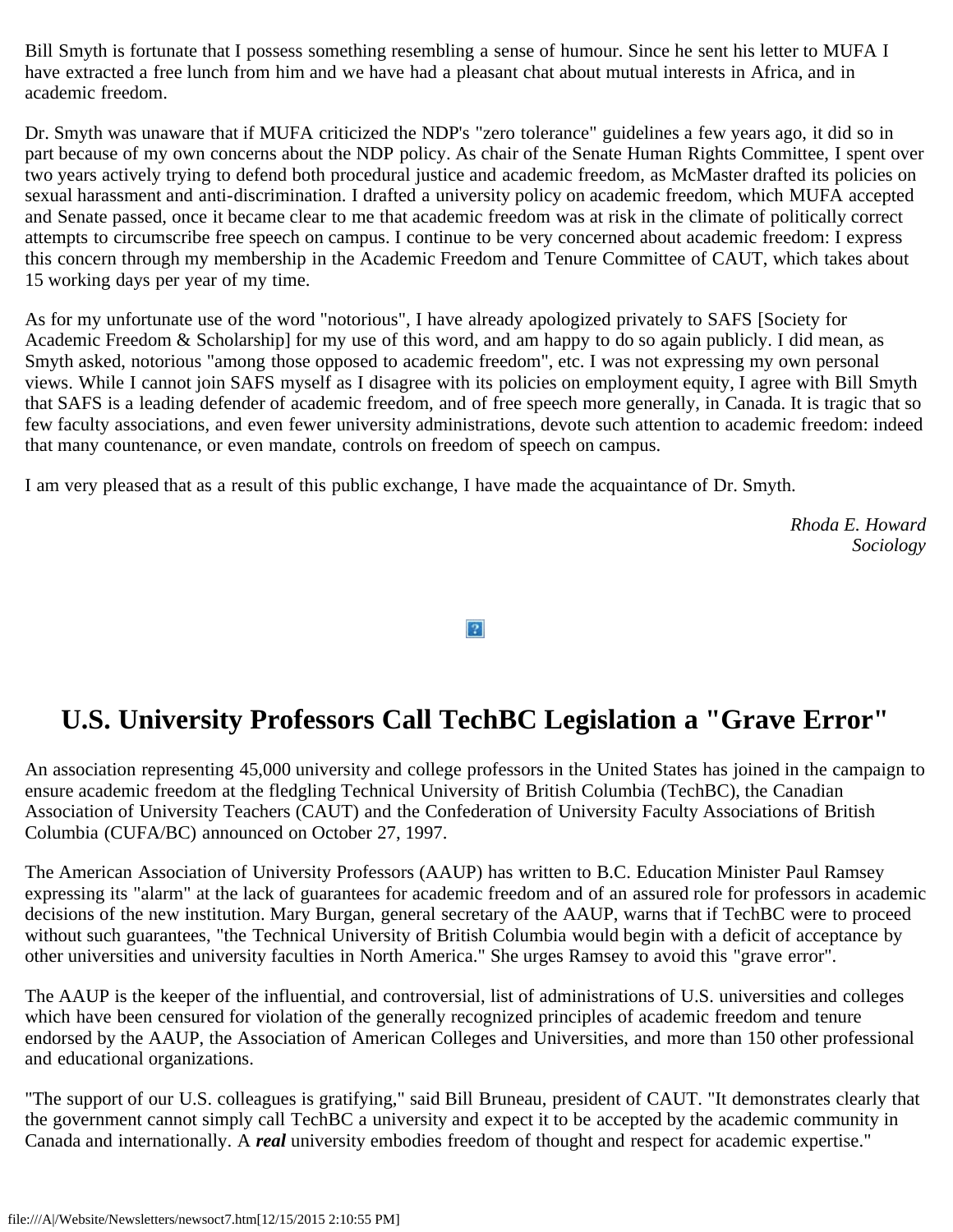Bill Smyth is fortunate that I possess something resembling a sense of humour. Since he sent his letter to MUFA I have extracted a free lunch from him and we have had a pleasant chat about mutual interests in Africa, and in academic freedom.

Dr. Smyth was unaware that if MUFA criticized the NDP's "zero tolerance" guidelines a few years ago, it did so in part because of my own concerns about the NDP policy. As chair of the Senate Human Rights Committee, I spent over two years actively trying to defend both procedural justice and academic freedom, as McMaster drafted its policies on sexual harassment and anti-discrimination. I drafted a university policy on academic freedom, which MUFA accepted and Senate passed, once it became clear to me that academic freedom was at risk in the climate of politically correct attempts to circumscribe free speech on campus. I continue to be very concerned about academic freedom: I express this concern through my membership in the Academic Freedom and Tenure Committee of CAUT, which takes about 15 working days per year of my time.

As for my unfortunate use of the word "notorious", I have already apologized privately to SAFS [Society for Academic Freedom & Scholarship] for my use of this word, and am happy to do so again publicly. I did mean, as Smyth asked, notorious "among those opposed to academic freedom", etc. I was not expressing my own personal views. While I cannot join SAFS myself as I disagree with its policies on employment equity, I agree with Bill Smyth that SAFS is a leading defender of academic freedom, and of free speech more generally, in Canada. It is tragic that so few faculty associations, and even fewer university administrations, devote such attention to academic freedom: indeed that many countenance, or even mandate, controls on freedom of speech on campus.

I am very pleased that as a result of this public exchange, I have made the acquaintance of Dr. Smyth.

*Rhoda E. Howard*
*Sociology*

# U.S. University Professors Call TechBC Legislation a "Grave Error"

An association representing 45,000 university and college professors in the United States has joined in the campaign to ensure academic freedom at the fledgling Technical University of British Columbia (TechBC), the Canadian Association of University Teachers (CAUT) and the Confederation of University Faculty Associations of British Columbia (CUFA/BC) announced on October 27, 1997.

The American Association of University Professors (AAUP) has written to B.C. Education Minister Paul Ramsey expressing its "alarm" at the lack of guarantees for academic freedom and of an assured role for professors in academic decisions of the new institution. Mary Burgan, general secretary of the AAUP, warns that if TechBC were to proceed without such guarantees, "the Technical University of British Columbia would begin with a deficit of acceptance by other universities and university faculties in North America." She urges Ramsey to avoid this "grave error".

The AAUP is the keeper of the influential, and controversial, list of administrations of U.S. universities and colleges which have been censured for violation of the generally recognized principles of academic freedom and tenure endorsed by the AAUP, the Association of American Colleges and Universities, and more than 150 other professional and educational organizations.

"The support of our U.S. colleagues is gratifying," said Bill Bruneau, president of CAUT. "It demonstrates clearly that the government cannot simply call TechBC a university and expect it to be accepted by the academic community in Canada and internationally. A ***real*** university embodies freedom of thought and respect for academic expertise."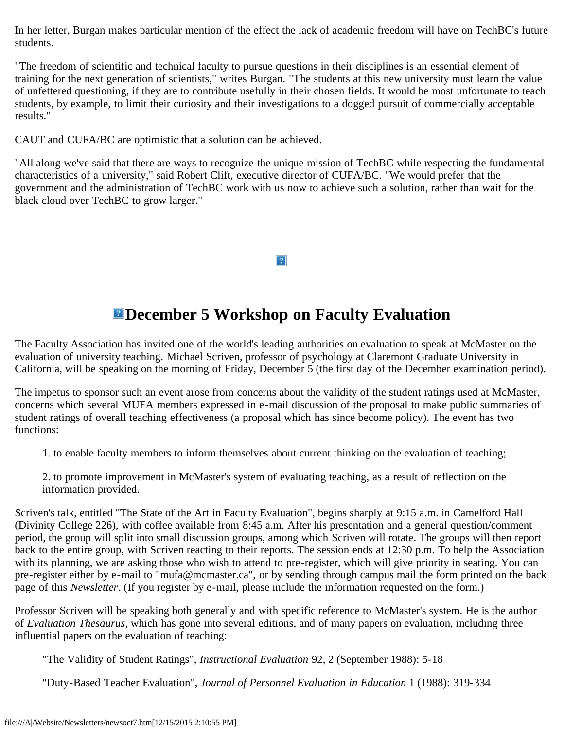In her letter, Burgan makes particular mention of the effect the lack of academic freedom will have on TechBC's future students.

"The freedom of scientific and technical faculty to pursue questions in their disciplines is an essential element of training for the next generation of scientists," writes Burgan. "The students at this new university must learn the value of unfettered questioning, if they are to contribute usefully in their chosen fields. It would be most unfortunate to teach students, by example, to limit their curiosity and their investigations to a dogged pursuit of commercially acceptable results."

CAUT and CUFA/BC are optimistic that a solution can be achieved.

"All along we've said that there are ways to recognize the unique mission of TechBC while respecting the fundamental characteristics of a university," said Robert Clift, executive director of CUFA/BC. "We would prefer that the government and the administration of TechBC work with us now to achieve such a solution, rather than wait for the black cloud over TechBC to grow larger."

## December 5 Workshop on Faculty Evaluation

The Faculty Association has invited one of the world's leading authorities on evaluation to speak at McMaster on the evaluation of university teaching. Michael Scriven, professor of psychology at Claremont Graduate University in California, will be speaking on the morning of Friday, December 5 (the first day of the December examination period).

The impetus to sponsor such an event arose from concerns about the validity of the student ratings used at McMaster, concerns which several MUFA members expressed in e-mail discussion of the proposal to make public summaries of student ratings of overall teaching effectiveness (a proposal which has since become policy). The event has two functions:

1. to enable faculty members to inform themselves about current thinking on the evaluation of teaching;

2. to promote improvement in McMaster's system of evaluating teaching, as a result of reflection on the information provided.

Scriven's talk, entitled "The State of the Art in Faculty Evaluation", begins sharply at 9:15 a.m. in Camelford Hall (Divinity College 226), with coffee available from 8:45 a.m. After his presentation and a general question/comment period, the group will split into small discussion groups, among which Scriven will rotate. The groups will then report back to the entire group, with Scriven reacting to their reports. The session ends at 12:30 p.m. To help the Association with its planning, we are asking those who wish to attend to pre-register, which will give priority in seating. You can pre-register either by e-mail to "mufa@mcmaster.ca", or by sending through campus mail the form printed on the back page of this *Newsletter*. (If you register by e-mail, please include the information requested on the form.)

Professor Scriven will be speaking both generally and with specific reference to McMaster's system. He is the author of *Evaluation Thesaurus*, which has gone into several editions, and of many papers on evaluation, including three influential papers on the evaluation of teaching:

"The Validity of Student Ratings", *Instructional Evaluation* 92, 2 (September 1988): 5-18

"Duty-Based Teacher Evaluation", *Journal of Personnel Evaluation in Education* 1 (1988): 319-334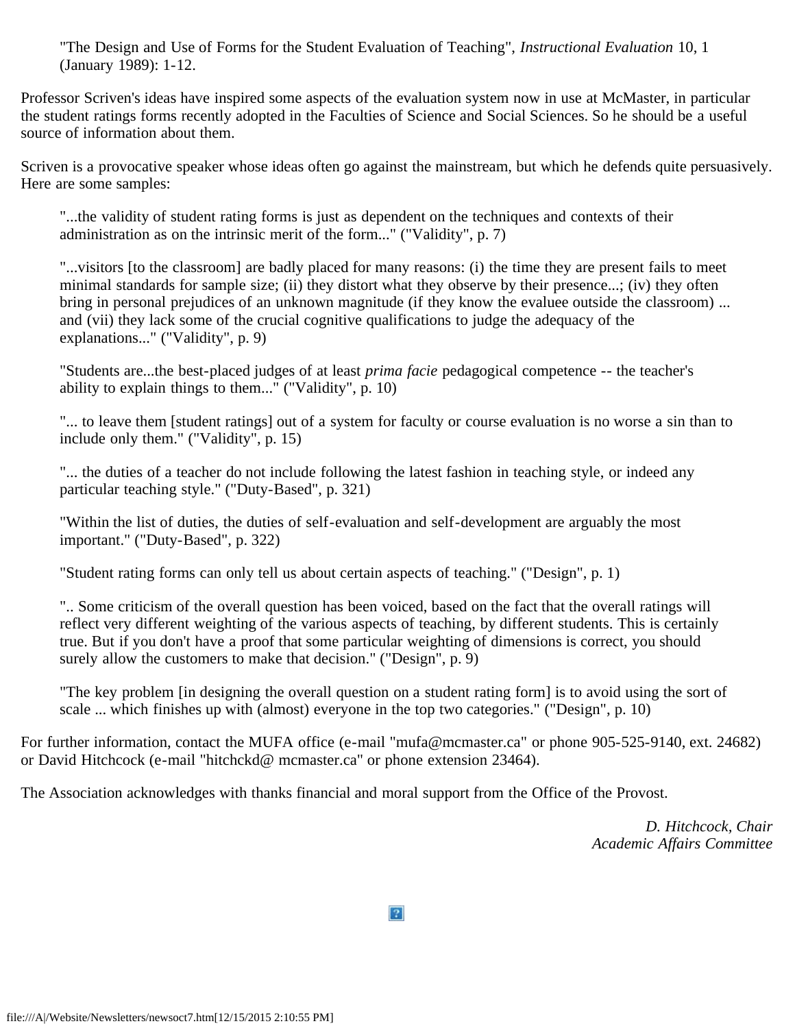> "The Design and Use of Forms for the Student Evaluation of Teaching", *Instructional Evaluation* 10, 1 (January 1989): 1-12.

Professor Scriven's ideas have inspired some aspects of the evaluation system now in use at McMaster, in particular the student ratings forms recently adopted in the Faculties of Science and Social Sciences. So he should be a useful source of information about them.

Scriven is a provocative speaker whose ideas often go against the mainstream, but which he defends quite persuasively. Here are some samples:

> "...the validity of student rating forms is just as dependent on the techniques and contexts of their administration as on the intrinsic merit of the form..." ("Validity", p. 7)
>
> "...visitors [to the classroom] are badly placed for many reasons: (i) the time they are present fails to meet minimal standards for sample size; (ii) they distort what they observe by their presence...; (iv) they often bring in personal prejudices of an unknown magnitude (if they know the evaluee outside the classroom) ... and (vii) they lack some of the crucial cognitive qualifications to judge the adequacy of the explanations..." ("Validity", p. 9)
>
> "Students are...the best-placed judges of at least *prima facie* pedagogical competence -- the teacher's ability to explain things to them..." ("Validity", p. 10)
>
> "... to leave them [student ratings] out of a system for faculty or course evaluation is no worse a sin than to include only them." ("Validity", p. 15)
>
> "... the duties of a teacher do not include following the latest fashion in teaching style, or indeed any particular teaching style." ("Duty-Based", p. 321)
>
> "Within the list of duties, the duties of self-evaluation and self-development are arguably the most important." ("Duty-Based", p. 322)
>
> "Student rating forms can only tell us about certain aspects of teaching." ("Design", p. 1)
>
> ".. Some criticism of the overall question has been voiced, based on the fact that the overall ratings will reflect very different weighting of the various aspects of teaching, by different students. This is certainly true. But if you don't have a proof that some particular weighting of dimensions is correct, you should surely allow the customers to make that decision." ("Design", p. 9)
>
> "The key problem [in designing the overall question on a student rating form] is to avoid using the sort of scale ... which finishes up with (almost) everyone in the top two categories." ("Design", p. 10)

For further information, contact the MUFA office (e-mail "mufa@mcmaster.ca" or phone 905-525-9140, ext. 24682) or David Hitchcock (e-mail "hitchckd@ mcmaster.ca" or phone extension 23464).

The Association acknowledges with thanks financial and moral support from the Office of the Provost.

*D. Hitchcock, Chair*
*Academic Affairs Committee*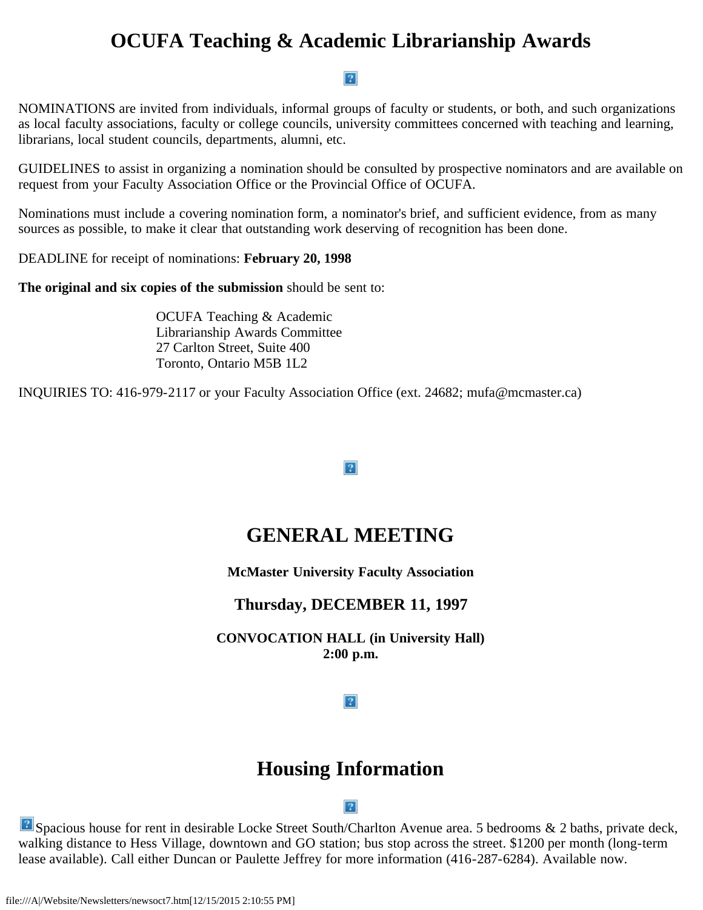# OCUFA Teaching & Academic Librarianship Awards

NOMINATIONS are invited from individuals, informal groups of faculty or students, or both, and such organizations as local faculty associations, faculty or college councils, university committees concerned with teaching and learning, librarians, local student councils, departments, alumni, etc.

GUIDELINES to assist in organizing a nomination should be consulted by prospective nominators and are available on request from your Faculty Association Office or the Provincial Office of OCUFA.

Nominations must include a covering nomination form, a nominator's brief, and sufficient evidence, from as many sources as possible, to make it clear that outstanding work deserving of recognition has been done.

DEADLINE for receipt of nominations: **February 20, 1998**

**The original and six copies of the submission** should be sent to:

> OCUFA Teaching & Academic
> Librarianship Awards Committee
> 27 Carlton Street, Suite 400
> Toronto, Ontario M5B 1L2

INQUIRIES TO: 416-979-2117 or your Faculty Association Office (ext. 24682; mufa@mcmaster.ca)

# GENERAL MEETING

**McMaster University Faculty Association**

### Thursday, DECEMBER 11, 1997

**CONVOCATION HALL (in University Hall)**
**2:00 p.m.**

# Housing Information

Spacious house for rent in desirable Locke Street South/Charlton Avenue area. 5 bedrooms & 2 baths, private deck, walking distance to Hess Village, downtown and GO station; bus stop across the street. $1200 per month (long-term lease available). Call either Duncan or Paulette Jeffrey for more information (416-287-6284). Available now.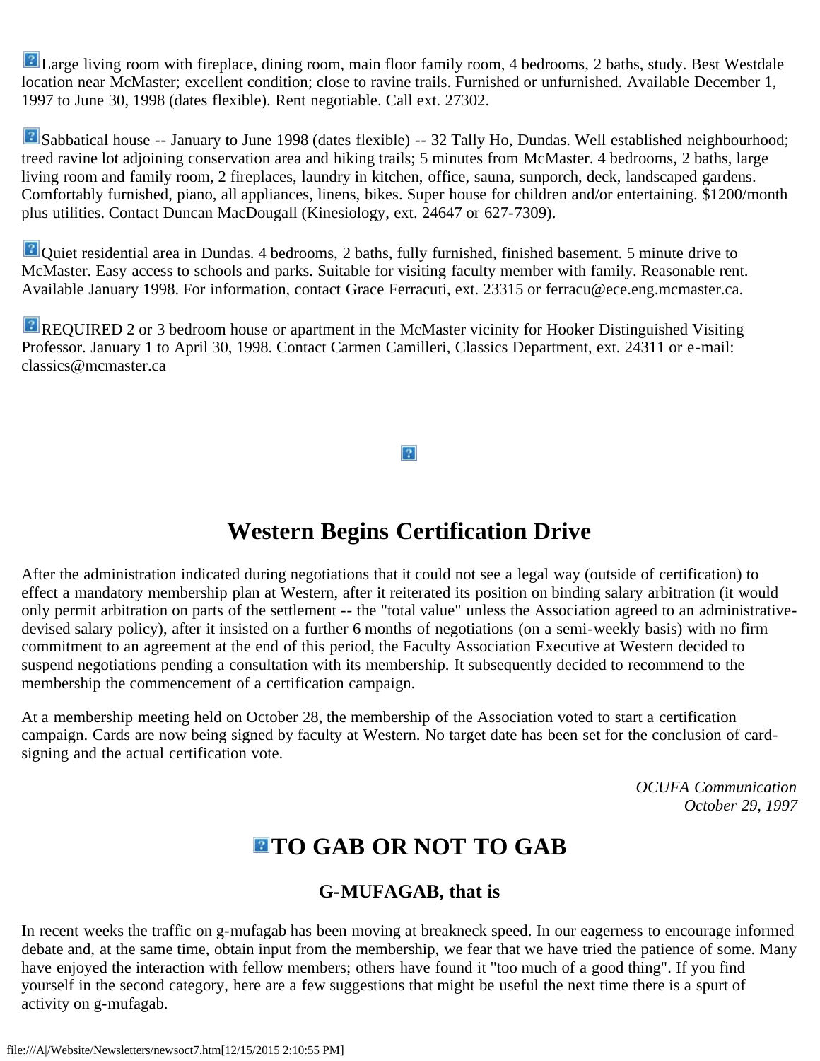Large living room with fireplace, dining room, main floor family room, 4 bedrooms, 2 baths, study. Best Westdale location near McMaster; excellent condition; close to ravine trails. Furnished or unfurnished. Available December 1, 1997 to June 30, 1998 (dates flexible). Rent negotiable. Call ext. 27302.

Sabbatical house -- January to June 1998 (dates flexible) -- 32 Tally Ho, Dundas. Well established neighbourhood; treed ravine lot adjoining conservation area and hiking trails; 5 minutes from McMaster. 4 bedrooms, 2 baths, large living room and family room, 2 fireplaces, laundry in kitchen, office, sauna, sunporch, deck, landscaped gardens. Comfortably furnished, piano, all appliances, linens, bikes. Super house for children and/or entertaining. $1200/month plus utilities. Contact Duncan MacDougall (Kinesiology, ext. 24647 or 627-7309).

Quiet residential area in Dundas. 4 bedrooms, 2 baths, fully furnished, finished basement. 5 minute drive to McMaster. Easy access to schools and parks. Suitable for visiting faculty member with family. Reasonable rent. Available January 1998. For information, contact Grace Ferracuti, ext. 23315 or ferracu@ece.eng.mcmaster.ca.

REQUIRED 2 or 3 bedroom house or apartment in the McMaster vicinity for Hooker Distinguished Visiting Professor. January 1 to April 30, 1998. Contact Carmen Camilleri, Classics Department, ext. 24311 or e-mail: classics@mcmaster.ca

# Western Begins Certification Drive

After the administration indicated during negotiations that it could not see a legal way (outside of certification) to effect a mandatory membership plan at Western, after it reiterated its position on binding salary arbitration (it would only permit arbitration on parts of the settlement -- the "total value" unless the Association agreed to an administrative-devised salary policy), after it insisted on a further 6 months of negotiations (on a semi-weekly basis) with no firm commitment to an agreement at the end of this period, the Faculty Association Executive at Western decided to suspend negotiations pending a consultation with its membership. It subsequently decided to recommend to the membership the commencement of a certification campaign.

At a membership meeting held on October 28, the membership of the Association voted to start a certification campaign. Cards are now being signed by faculty at Western. No target date has been set for the conclusion of card-signing and the actual certification vote.

*OCUFA Communication*
*October 29, 1997*

# TO GAB OR NOT TO GAB

## G-MUFAGAB, that is

In recent weeks the traffic on g-mufagab has been moving at breakneck speed. In our eagerness to encourage informed debate and, at the same time, obtain input from the membership, we fear that we have tried the patience of some. Many have enjoyed the interaction with fellow members; others have found it "too much of a good thing". If you find yourself in the second category, here are a few suggestions that might be useful the next time there is a spurt of activity on g-mufagab.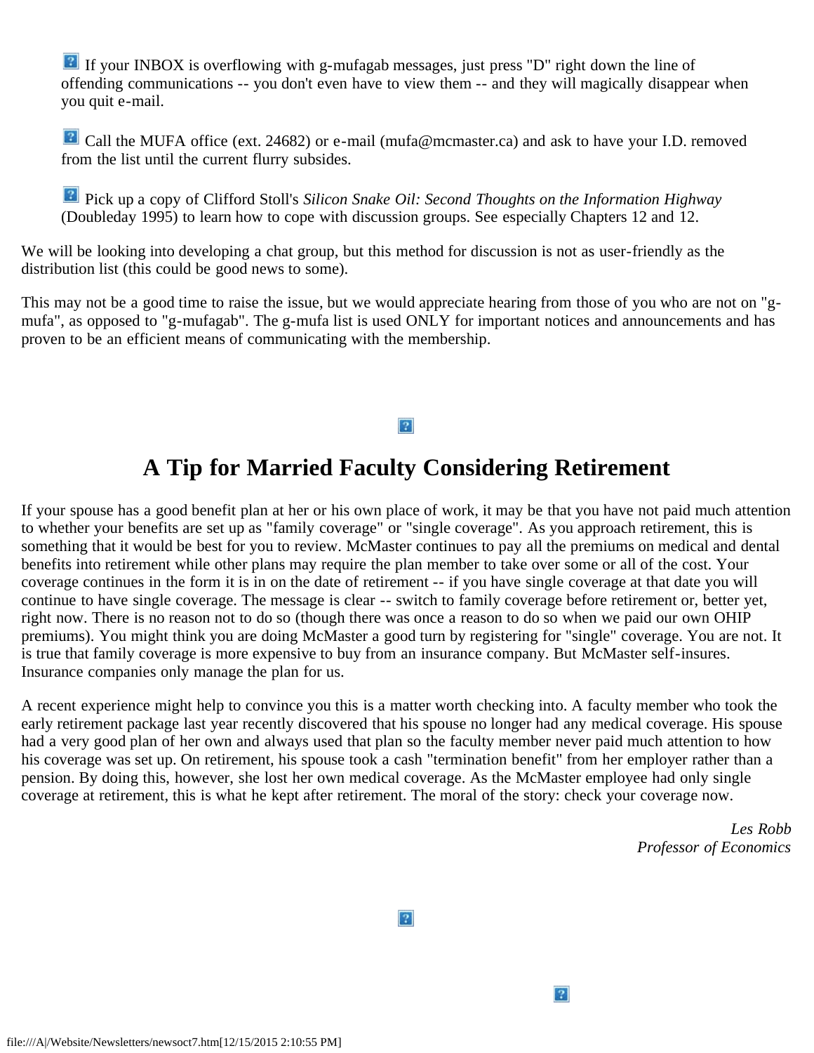- If your INBOX is overflowing with g-mufagab messages, just press "D" right down the line of offending communications -- you don't even have to view them -- and they will magically disappear when you quit e-mail.

- Call the MUFA office (ext. 24682) or e-mail (mufa@mcmaster.ca) and ask to have your I.D. removed from the list until the current flurry subsides.

- Pick up a copy of Clifford Stoll's *Silicon Snake Oil: Second Thoughts on the Information Highway* (Doubleday 1995) to learn how to cope with discussion groups. See especially Chapters 12 and 12.

We will be looking into developing a chat group, but this method for discussion is not as user-friendly as the distribution list (this could be good news to some).

This may not be a good time to raise the issue, but we would appreciate hearing from those of you who are not on "g-mufa", as opposed to "g-mufagab". The g-mufa list is used ONLY for important notices and announcements and has proven to be an efficient means of communicating with the membership.

# A Tip for Married Faculty Considering Retirement

If your spouse has a good benefit plan at her or his own place of work, it may be that you have not paid much attention to whether your benefits are set up as "family coverage" or "single coverage". As you approach retirement, this is something that it would be best for you to review. McMaster continues to pay all the premiums on medical and dental benefits into retirement while other plans may require the plan member to take over some or all of the cost. Your coverage continues in the form it is in on the date of retirement -- if you have single coverage at that date you will continue to have single coverage. The message is clear -- switch to family coverage before retirement or, better yet, right now. There is no reason not to do so (though there was once a reason to do so when we paid our own OHIP premiums). You might think you are doing McMaster a good turn by registering for "single" coverage. You are not. It is true that family coverage is more expensive to buy from an insurance company. But McMaster self-insures. Insurance companies only manage the plan for us.

A recent experience might help to convince you this is a matter worth checking into. A faculty member who took the early retirement package last year recently discovered that his spouse no longer had any medical coverage. His spouse had a very good plan of her own and always used that plan so the faculty member never paid much attention to how his coverage was set up. On retirement, his spouse took a cash "termination benefit" from her employer rather than a pension. By doing this, however, she lost her own medical coverage. As the McMaster employee had only single coverage at retirement, this is what he kept after retirement. The moral of the story: check your coverage now.

*Les Robb*
*Professor of Economics*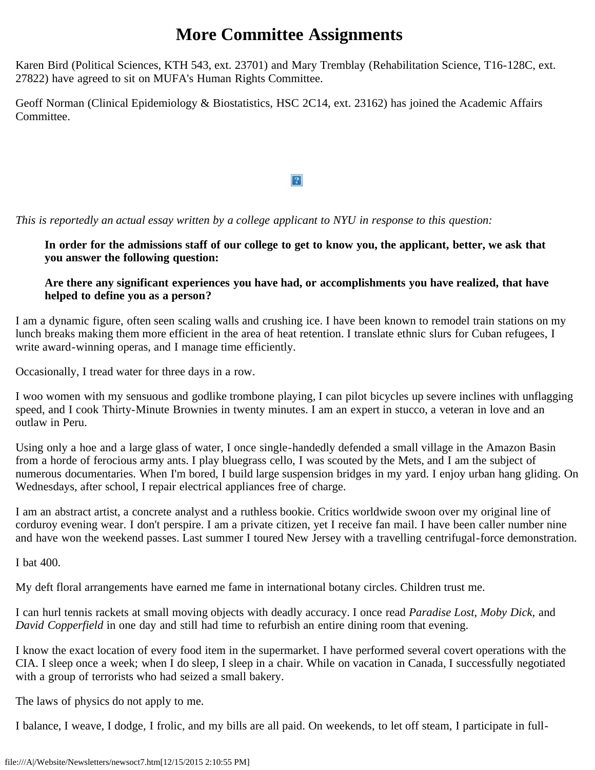# More Committee Assignments

Karen Bird (Political Sciences, KTH 543, ext. 23701) and Mary Tremblay (Rehabilitation Science, T16-128C, ext. 27822) have agreed to sit on MUFA's Human Rights Committee.

Geoff Norman (Clinical Epidemiology & Biostatistics, HSC 2C14, ext. 23162) has joined the Academic Affairs Committee.

*This is reportedly an actual essay written by a college applicant to NYU in response to this question:*

> **In order for the admissions staff of our college to get to know you, the applicant, better, we ask that you answer the following question:**
>
> **Are there any significant experiences you have had, or accomplishments you have realized, that have helped to define you as a person?**

I am a dynamic figure, often seen scaling walls and crushing ice. I have been known to remodel train stations on my lunch breaks making them more efficient in the area of heat retention. I translate ethnic slurs for Cuban refugees, I write award-winning operas, and I manage time efficiently.

Occasionally, I tread water for three days in a row.

I woo women with my sensuous and godlike trombone playing, I can pilot bicycles up severe inclines with unflagging speed, and I cook Thirty-Minute Brownies in twenty minutes. I am an expert in stucco, a veteran in love and an outlaw in Peru.

Using only a hoe and a large glass of water, I once single-handedly defended a small village in the Amazon Basin from a horde of ferocious army ants. I play bluegrass cello, I was scouted by the Mets, and I am the subject of numerous documentaries. When I'm bored, I build large suspension bridges in my yard. I enjoy urban hang gliding. On Wednesdays, after school, I repair electrical appliances free of charge.

I am an abstract artist, a concrete analyst and a ruthless bookie. Critics worldwide swoon over my original line of corduroy evening wear. I don't perspire. I am a private citizen, yet I receive fan mail. I have been caller number nine and have won the weekend passes. Last summer I toured New Jersey with a travelling centrifugal-force demonstration.

I bat 400.

My deft floral arrangements have earned me fame in international botany circles. Children trust me.

I can hurl tennis rackets at small moving objects with deadly accuracy. I once read *Paradise Lost*, *Moby Dick*, and *David Copperfield* in one day and still had time to refurbish an entire dining room that evening.

I know the exact location of every food item in the supermarket. I have performed several covert operations with the CIA. I sleep once a week; when I do sleep, I sleep in a chair. While on vacation in Canada, I successfully negotiated with a group of terrorists who had seized a small bakery.

The laws of physics do not apply to me.

I balance, I weave, I dodge, I frolic, and my bills are all paid. On weekends, to let off steam, I participate in full-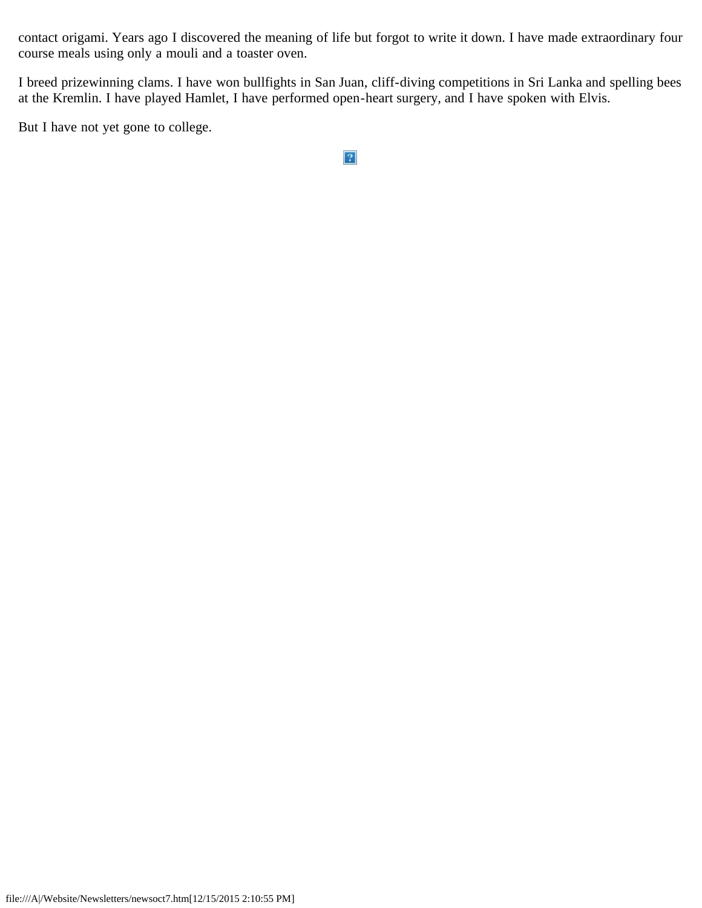contact origami. Years ago I discovered the meaning of life but forgot to write it down. I have made extraordinary four course meals using only a mouli and a toaster oven.

I breed prizewinning clams. I have won bullfights in San Juan, cliff-diving competitions in Sri Lanka and spelling bees at the Kremlin. I have played Hamlet, I have performed open-heart surgery, and I have spoken with Elvis.

But I have not yet gone to college.